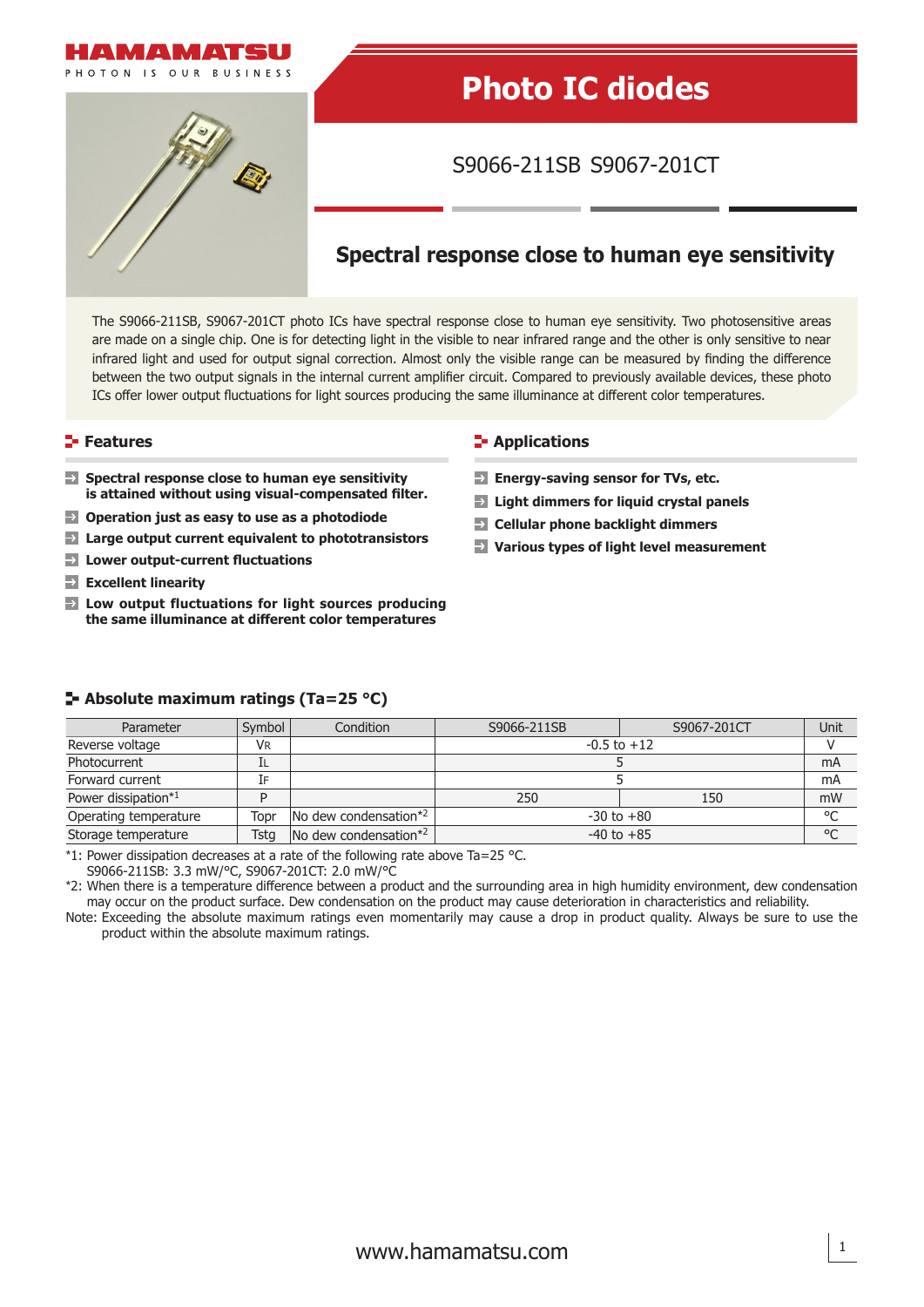HAMAMATSU

PHOTON IS OUR BUSINESS

# Photo IC diodes

S9066-211SB S9067-201CT

## Spectral response close to human eye sensitivity

The S9066-211SB, S9067-201CT photo ICs have spectral response close to human eye sensitivity. Two photosensitive areas are made on a single chip. One is for detecting light in the visible to near infrared range and the other is only sensitive to near infrared light and used for output signal correction. Almost only the visible range can be measured by finding the difference between the two output signals in the internal current amplifier circuit. Compared to previously available devices, these photo ICs offer lower output fluctuations for light sources producing the same illuminance at different color temperatures.

### Features

- **Spectral response close to human eye sensitivity is attained without using visual-compensated filter.**
- **Operation just as easy to use as a photodiode**
- **Large output current equivalent to phototransistors**
- **Lower output-current fluctuations**
- **Excellent linearity**
- **Low output fluctuations for light sources producing the same illuminance at different color temperatures**

### Applications

- **Energy-saving sensor for TVs, etc.**
- **Light dimmers for liquid crystal panels**
- **Cellular phone backlight dimmers**
- **Various types of light level measurement**

### Absolute maximum ratings (Ta=25 °C)

| Parameter | Symbol | Condition | S9066-211SB | S9067-201CT | Unit |
|---|---|---|---|---|---|
| Reverse voltage | $V_R$ | | -0.5 to +12 | | V |
| Photocurrent | $I_L$ | | 5 | | mA |
| Forward current | $I_F$ | | 5 | | mA |
| Power dissipation*1 | P | | 250 | 150 | mW |
| Operating temperature | Topr | No dew condensation*2 | -30 to +80 | | °C |
| Storage temperature | Tstg | No dew condensation*2 | -40 to +85 | | °C |

*1: Power dissipation decreases at a rate of the following rate above Ta=25 °C.
S9066-211SB: 3.3 mW/°C, S9067-201CT: 2.0 mW/°C

*2: When there is a temperature difference between a product and the surrounding area in high humidity environment, dew condensation may occur on the product surface. Dew condensation on the product may cause deterioration in characteristics and reliability.

Note: Exceeding the absolute maximum ratings even momentarily may cause a drop in product quality. Always be sure to use the product within the absolute maximum ratings.

www.hamamatsu.com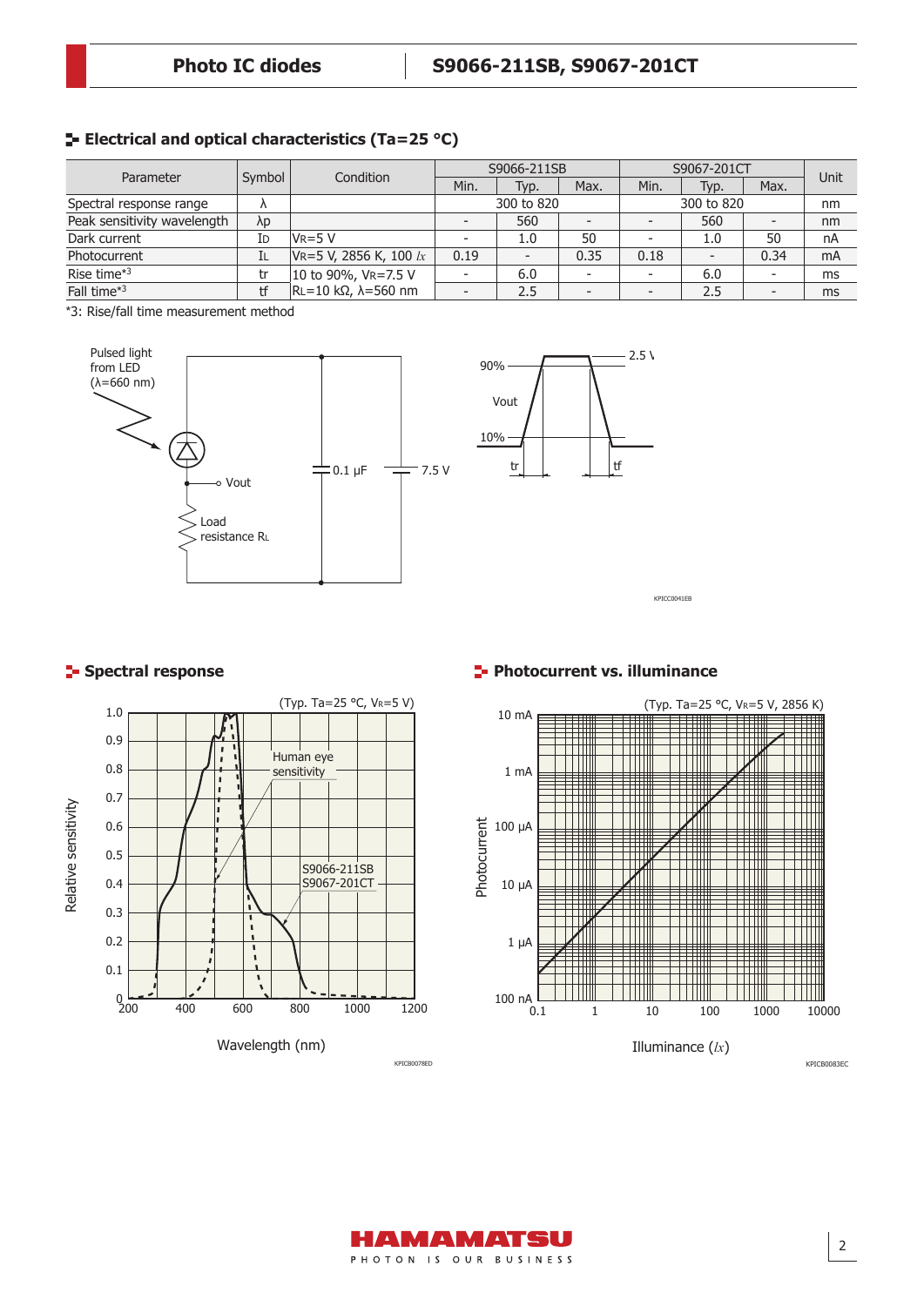## Electrical and optical characteristics (Ta=25 °C)

| Parameter | Symbol | Condition | S9066-211SB | | | S9067-201CT | | | Unit |
|---|---|---|---|---|---|---|---|---|---|
| | | | Min. | Typ. | Max. | Min. | Typ. | Max. | |
| Spectral response range | λ | | 300 to 820 | | | 300 to 820 | | | nm |
| Peak sensitivity wavelength | λp | | - | 560 | - | - | 560 | - | nm |
| Dark current | $I_D$ | $V_R$=5 V | - | 1.0 | 50 | - | 1.0 | 50 | nA |
| Photocurrent | $I_L$ | $V_R$=5 V, 2856 K, 100 *lx* | 0.19 | - | 0.35 | 0.18 | - | 0.34 | mA |
| Rise time*3 | tr | 10 to 90%, $V_R$=7.5 V | - | 6.0 | - | - | 6.0 | - | ms |
| Fall time*3 | tf | $R_L$=10 kΩ, λ=560 nm | - | 2.5 | - | - | 2.5 | - | ms |

*3: Rise/fall time measurement method

Pulsed light from LED (λ=660 nm)

Vout

Load resistance $R_L$

0.1 μF

7.5 V

90%

Vout

10%

tr

tf

2.5 V

KPICC0041EB

## Spectral response

(Typ. Ta=25 °C, $V_R$=5 V)

Relative sensitivity

Wavelength (nm)

Human eye sensitivity

S9066-211SB
S9067-201CT

KPICB0078ED

## Photocurrent vs. illuminance

(Typ. Ta=25 °C, $V_R$=5 V, 2856 K)

Photocurrent

Illuminance (*lx*)

KPICB0083EC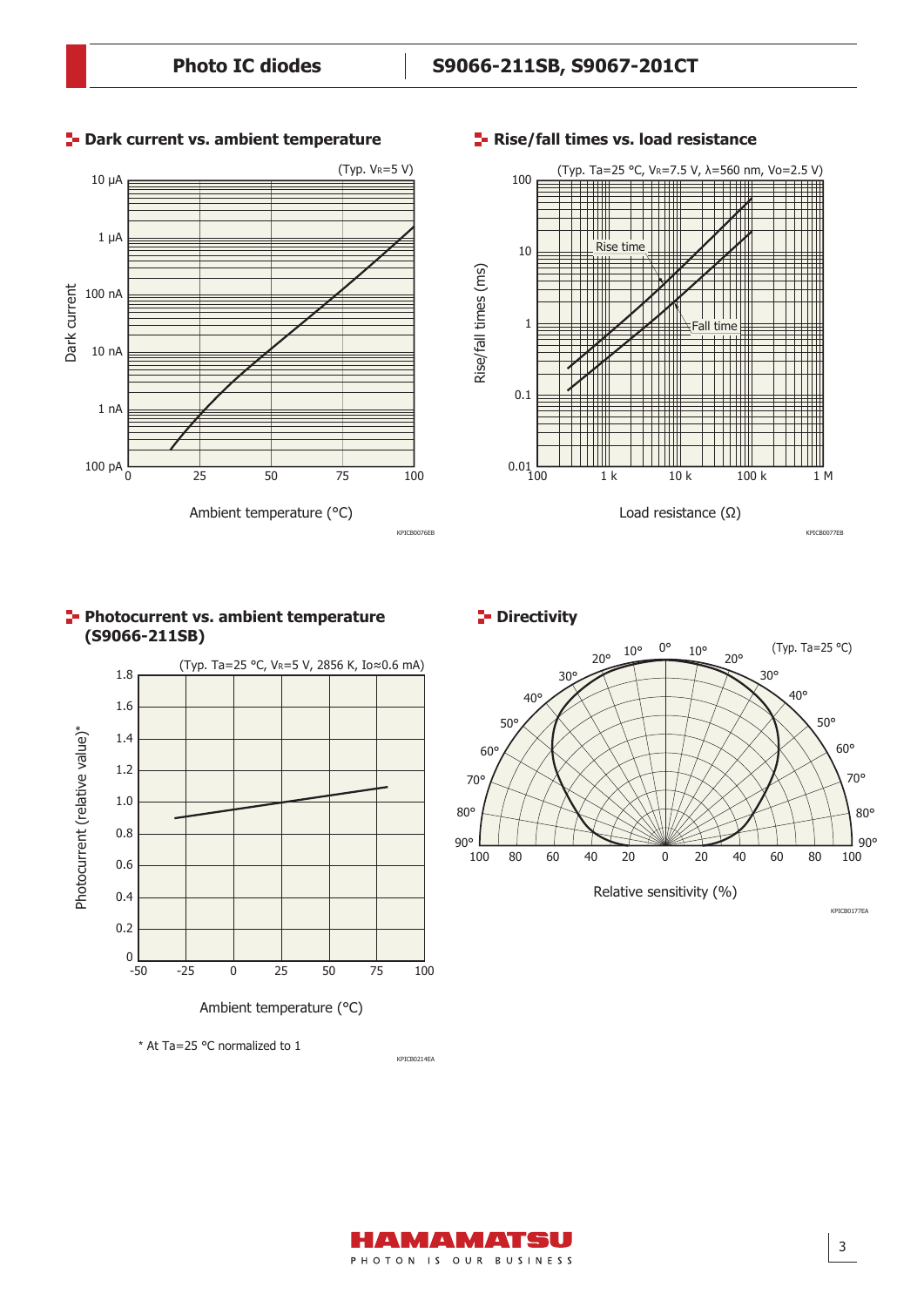## Dark current vs. ambient temperature

(Typ. $V_R$=5 V)

Dark current: 10 μA, 1 μA, 100 nA, 10 nA, 1 nA, 100 pA

Ambient temperature (°C): 0, 25, 50, 75, 100

KPICB0076EB

## Rise/fall times vs. load resistance

(Typ. Ta=25 °C, $V_R$=7.5 V, λ=560 nm, Vo=2.5 V)

Rise time

Fall time

Rise/fall times (ms): 100, 10, 1, 0.1, 0.01

Load resistance (Ω): 100, 1 k, 10 k, 100 k, 1 M

KPICB0077EB

## Photocurrent vs. ambient temperature (S9066-211SB)

(Typ. Ta=25 °C, $V_R$=5 V, 2856 K, Io≈0.6 mA)

Photocurrent (relative value)*: 0, 0.2, 0.4, 0.6, 0.8, 1.0, 1.2, 1.4, 1.6, 1.8

Ambient temperature (°C): -50, -25, 0, 25, 50, 75, 100

\* At Ta=25 °C normalized to 1

KPICB0214EA

## Directivity

(Typ. Ta=25 °C)

0°, 10°, 20°, 30°, 40°, 50°, 60°, 70°, 80°, 90°

Relative sensitivity (%): 100, 80, 60, 40, 20, 0, 20, 40, 60, 80, 100

KPICB0177EA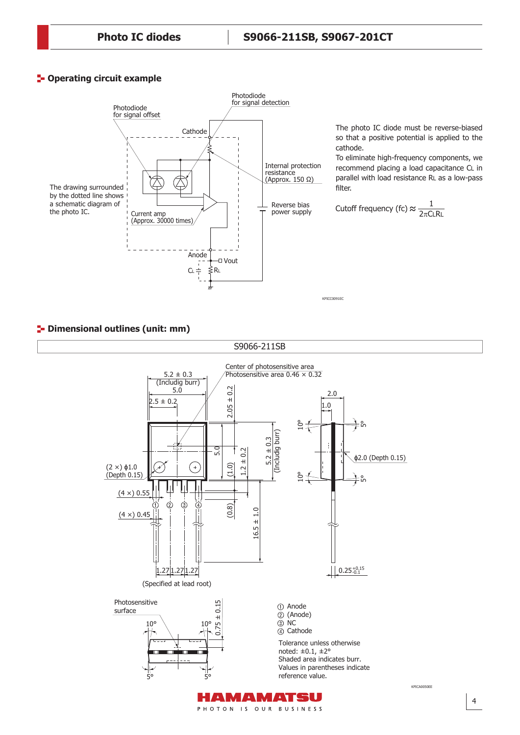## Operating circuit example

The photo IC diode must be reverse-biased so that a positive potential is applied to the cathode.

To eliminate high-frequency components, we recommend placing a load capacitance CL in parallel with load resistance RL as a low-pass filter.

$$\text{Cutoff frequency (fc)} \approx \frac{1}{2\pi C_L R_L}$$

KPICC0091EC

## Dimensional outlines (unit: mm)

S9066-211SB

① Anode
② (Anode)
③ NC
④ Cathode

Tolerance unless otherwise noted: ±0.1, ±2°
Shaded area indicates burr.
Values in parentheses indicate reference value.

KPICA0050EE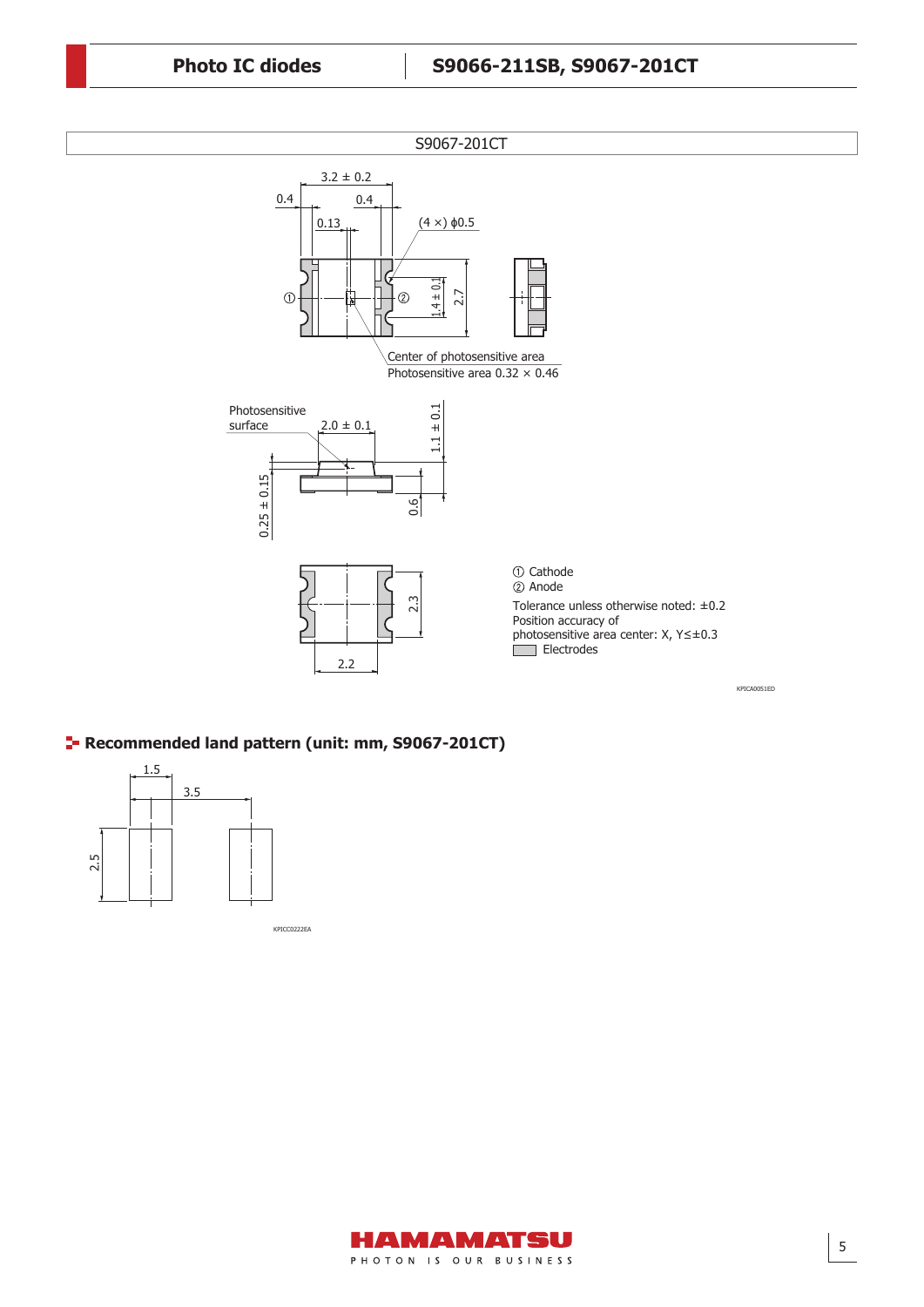S9067-201CT

3.2 ± 0.2

0.4

0.4

0.13

(4 ×) ϕ0.5

① ②

1.4 ± 0.1

2.7

Center of photosensitive area

Photosensitive area 0.32 × 0.46

Photosensitive surface

2.0 ± 0.1

1.1 ± 0.1

0.25 ± 0.15

0.6

2.3

2.2

① Cathode

② Anode

Tolerance unless otherwise noted: ±0.2

Position accuracy of photosensitive area center: X, Y≤±0.3

Electrodes

KPICA0051ED

## Recommended land pattern (unit: mm, S9067-201CT)

1.5

3.5

2.5

KPICC0222EA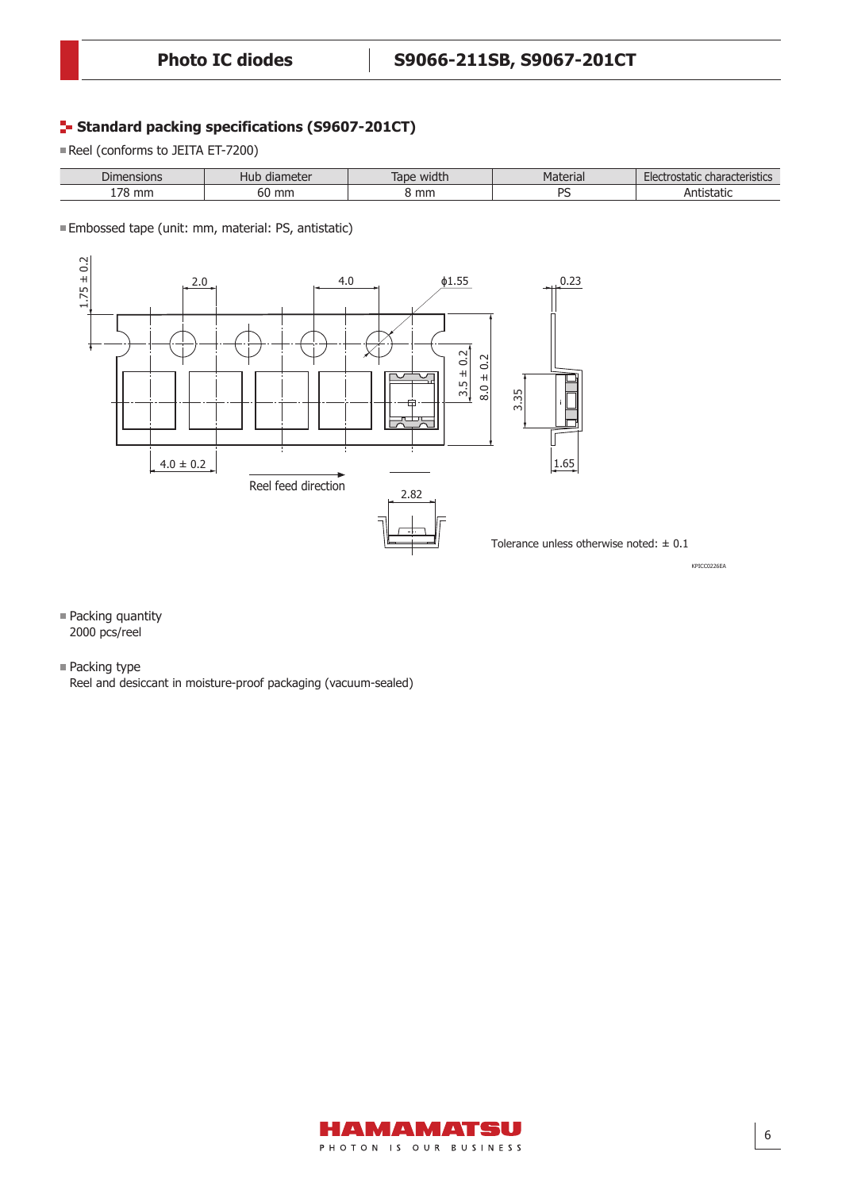## Standard packing specifications (S9607-201CT)

■ Reel (conforms to JEITA ET-7200)

| Dimensions | Hub diameter | Tape width | Material | Electrostatic characteristics |
|---|---|---|---|---|
| 178 mm | 60 mm | 8 mm | PS | Antistatic |

■ Embossed tape (unit: mm, material: PS, antistatic)

Reel feed direction

Tolerance unless otherwise noted: ± 0.1

KPICC0226EA

■ Packing quantity

2000 pcs/reel

■ Packing type

Reel and desiccant in moisture-proof packaging (vacuum-sealed)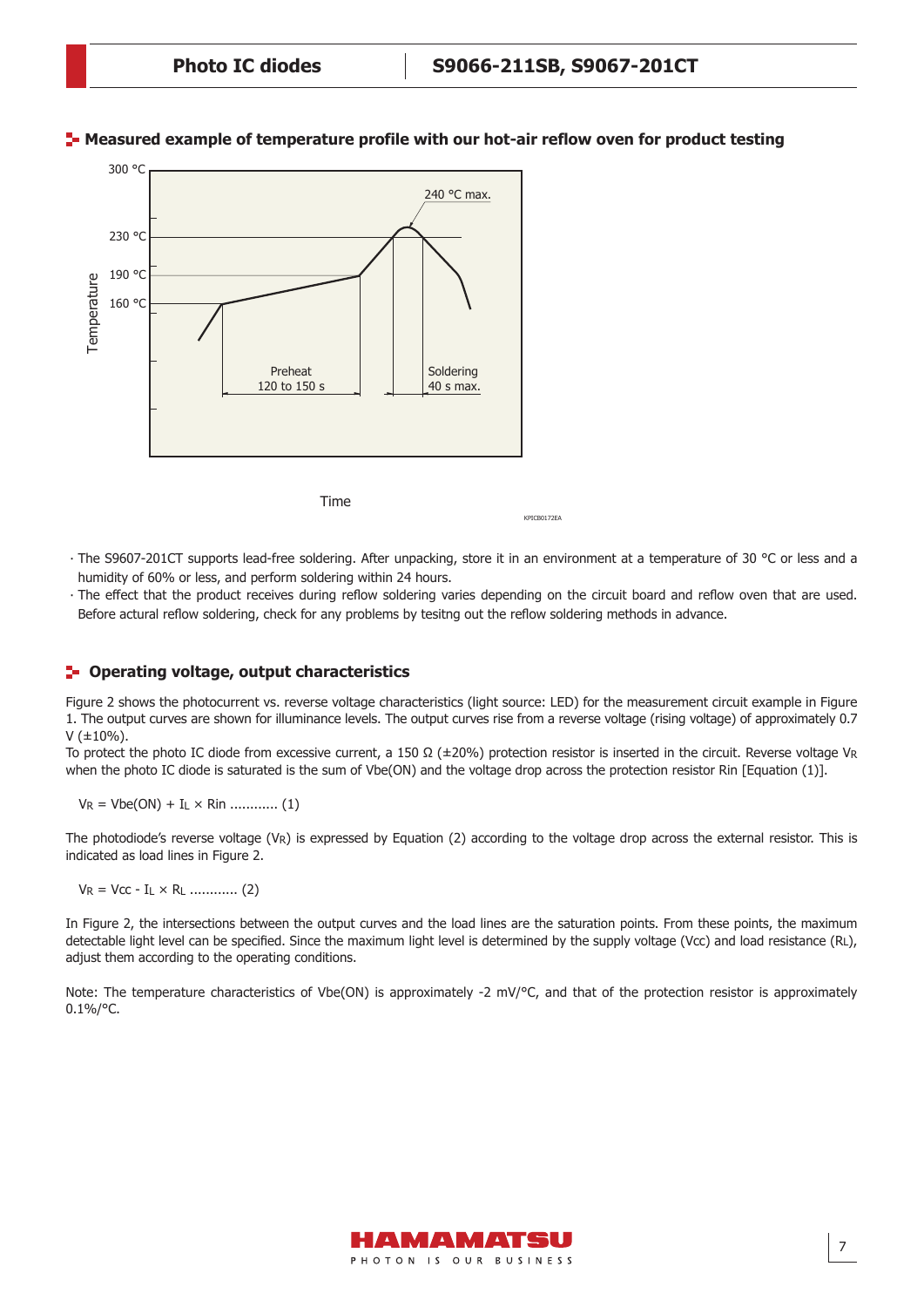## Measured example of temperature profile with our hot-air reflow oven for product testing

· The S9607-201CT supports lead-free soldering. After unpacking, store it in an environment at a temperature of 30 °C or less and a humidity of 60% or less, and perform soldering within 24 hours.

· The effect that the product receives during reflow soldering varies depending on the circuit board and reflow oven that are used. Before actural reflow soldering, check for any problems by tesitng out the reflow soldering methods in advance.

## Operating voltage, output characteristics

Figure 2 shows the photocurrent vs. reverse voltage characteristics (light source: LED) for the measurement circuit example in Figure 1. The output curves are shown for illuminance levels. The output curves rise from a reverse voltage (rising voltage) of approximately 0.7 V (±10%).

To protect the photo IC diode from excessive current, a 150 Ω (±20%) protection resistor is inserted in the circuit. Reverse voltage $V_R$ when the photo IC diode is saturated is the sum of Vbe(ON) and the voltage drop across the protection resistor Rin [Equation (1)].

$$V_R = Vbe(ON) + I_L \times Rin \;\ldots\ldots\ldots\; (1)$$

The photodiode's reverse voltage ($V_R$) is expressed by Equation (2) according to the voltage drop across the external resistor. This is indicated as load lines in Figure 2.

$$V_R = Vcc - I_L \times R_L \;\ldots\ldots\ldots\; (2)$$

In Figure 2, the intersections between the output curves and the load lines are the saturation points. From these points, the maximum detectable light level can be specified. Since the maximum light level is determined by the supply voltage (Vcc) and load resistance ($R_L$), adjust them according to the operating conditions.

Note: The temperature characteristics of Vbe(ON) is approximately -2 mV/°C, and that of the protection resistor is approximately 0.1%/°C.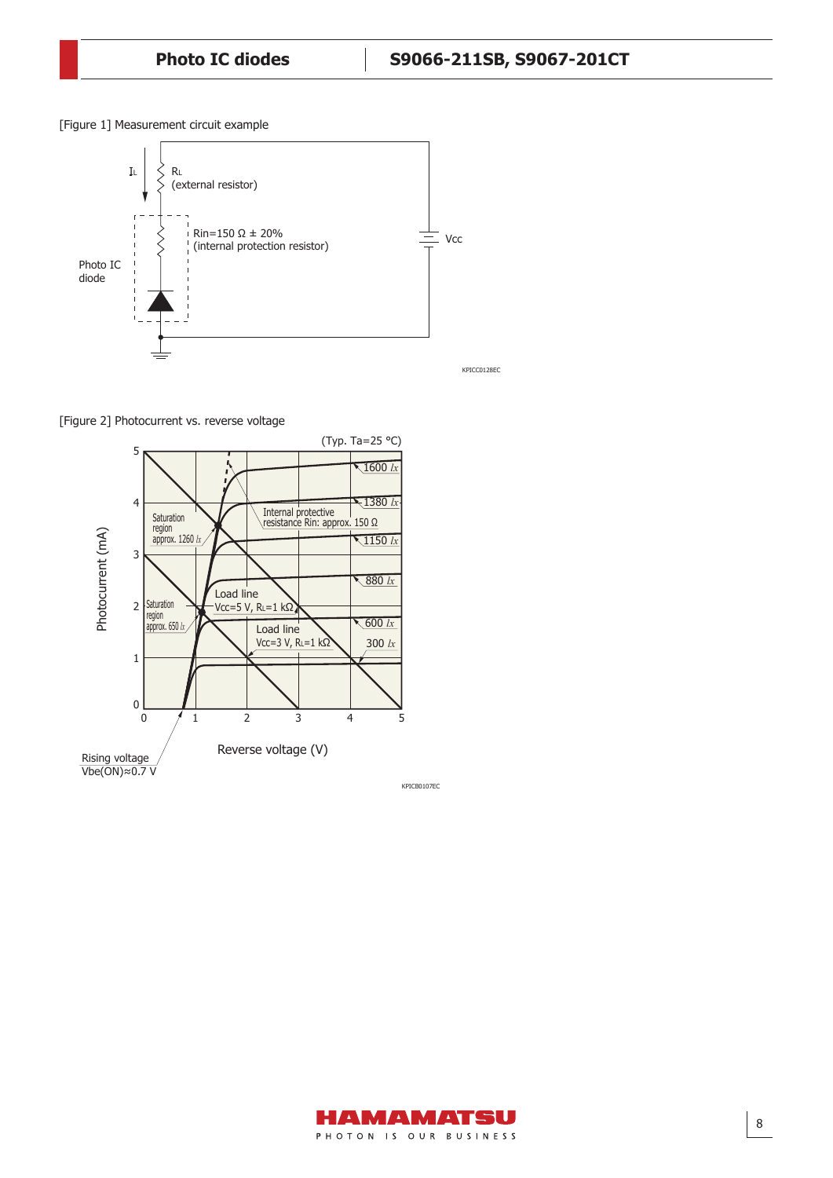[Figure 1] Measurement circuit example

$I_L$

$R_L$ (external resistor)

Rin=150 Ω ± 20% (internal protection resistor)

Photo IC diode

Vcc

KPICC0128EC

[Figure 2] Photocurrent vs. reverse voltage

(Typ. Ta=25 °C)

Photocurrent (mA)

Reverse voltage (V)

1600 *lx*

1380 *lx*

1150 *lx*

880 *lx*

600 *lx*

300 *lx*

Saturation region approx. 1260 *lx*

Saturation region approx. 650 *lx*

Internal protective resistance Rin: approx. 150 Ω

Load line Vcc=5 V, $R_L$=1 kΩ

Load line Vcc=3 V, $R_L$=1 kΩ

Rising voltage Vbe(ON)≈0.7 V

KPICB0107EC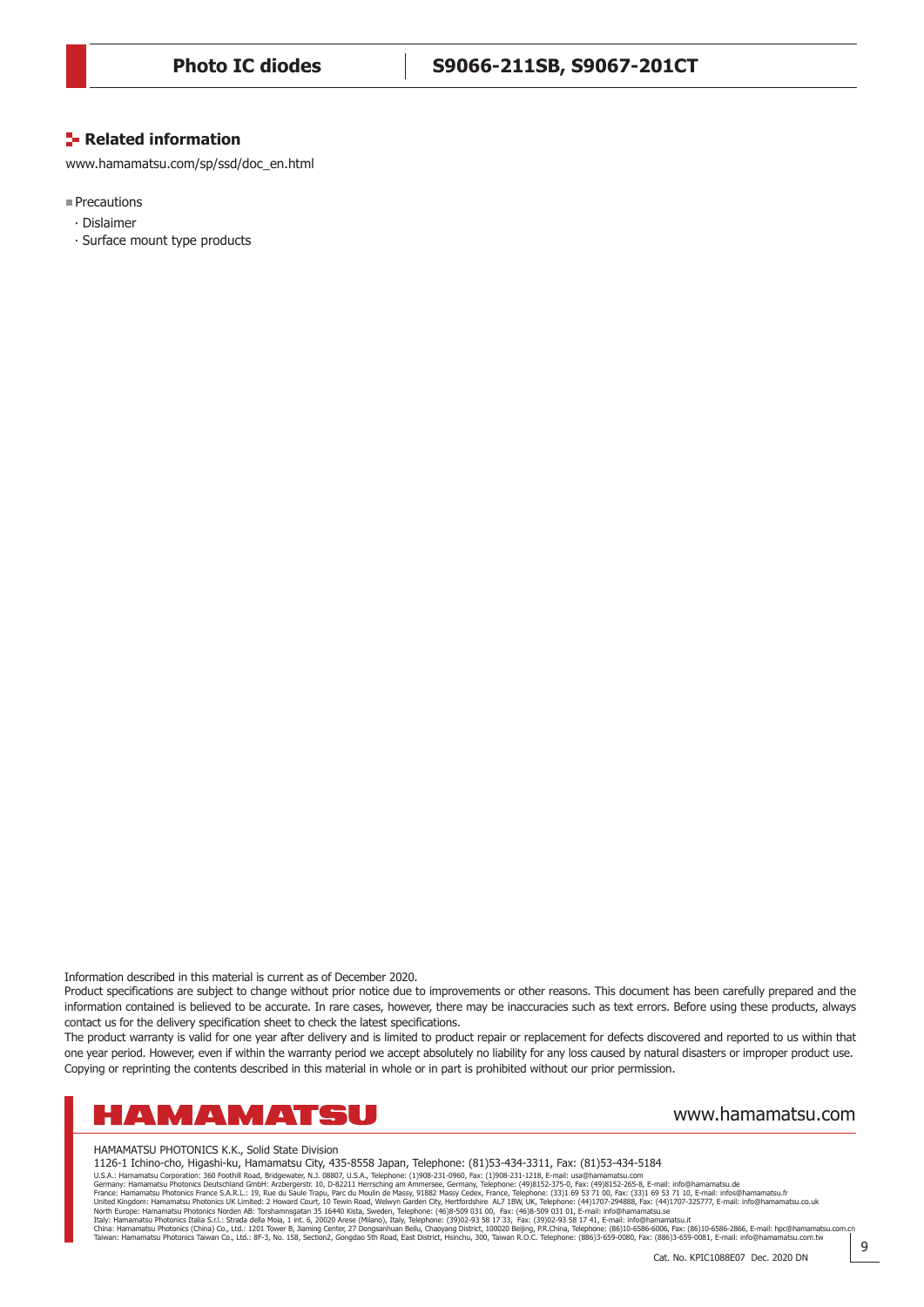## Related information

www.hamamatsu.com/sp/ssd/doc_en.html

- Precautions
  - · Dislaimer
  - · Surface mount type products

Information described in this material is current as of December 2020.

Product specifications are subject to change without prior notice due to improvements or other reasons. This document has been carefully prepared and the information contained is believed to be accurate. In rare cases, however, there may be inaccuracies such as text errors. Before using these products, always contact us for the delivery specification sheet to check the latest specifications.

The product warranty is valid for one year after delivery and is limited to product repair or replacement for defects discovered and reported to us within that one year period. However, even if within the warranty period we accept absolutely no liability for any loss caused by natural disasters or improper product use. Copying or reprinting the contents described in this material in whole or in part is prohibited without our prior permission.

**HAMAMATSU**

www.hamamatsu.com

HAMAMATSU PHOTONICS K.K., Solid State Division
1126-1 Ichino-cho, Higashi-ku, Hamamatsu City, 435-8558 Japan, Telephone: (81)53-434-3311, Fax: (81)53-434-5184
U.S.A.: Hamamatsu Corporation: 360 Foothill Road, Bridgewater, N.J. 08807, U.S.A., Telephone: (1)908-231-0960, Fax: (1)908-231-1218, E-mail: usa@hamamatsu.com
Germany: Hamamatsu Photonics Deutschland GmbH: Arzbergerstr. 10, D-82211 Herrsching am Ammersee, Germany, Telephone: (49)8152-375-0, Fax: (49)8152-265-8, E-mail: info@hamamatsu.de
France: Hamamatsu Photonics France S.A.R.L.: 19, Rue du Saule Trapu, Parc du Moulin de Massy, 91882 Massy Cedex, France, Telephone: (33)1 69 53 71 00, Fax: (33)1 69 53 71 10, E-mail: infos@hamamatsu.fr
United Kingdom: Hamamatsu Photonics UK Limited: 2 Howard Court, 10 Tewin Road, Welwyn Garden City, Hertfordshire AL7 1BW, UK, Telephone: (44)1707-294888, Fax: (44)1707-325777, E-mail: info@hamamatsu.co.uk
North Europe: Hamamatsu Photonics Norden AB: Torshamnsgatan 35 16440 Kista, Sweden, Telephone: (46)8-509 031 00, Fax: (46)8-509 031 01, E-mail: info@hamamatsu.se
Italy: Hamamatsu Photonics Italia S.r.l.: Strada della Moia, 1 int. 6, 20020 Arese (Milano), Italy, Telephone: (39)02-93 58 17 33, Fax: (39)02-93 58 17 41, E-mail: info@hamamatsu.it
China: Hamamatsu Photonics (China) Co., Ltd.: 1201 Tower B, Jiaming Center, 27 Dongsanhuan Beilu, Chaoyang District, 100020 Beijing, P.R.China, Telephone: (86)10-6586-6006, Fax: (86)10-6586-2866, E-mail: hpc@hamamatsu.com.cn
Taiwan: Hamamatsu Photonics Taiwan Co., Ltd.: 8F-3, No. 158, Section2, Gongdao 5th Road, East District, Hsinchu, 300, Taiwan R.O.C. Telephone: (886)3-659-0080, Fax: (886)3-659-0081, E-mail: info@hamamatsu.com.tw

Cat. No. KPIC1088E07 Dec. 2020 DN